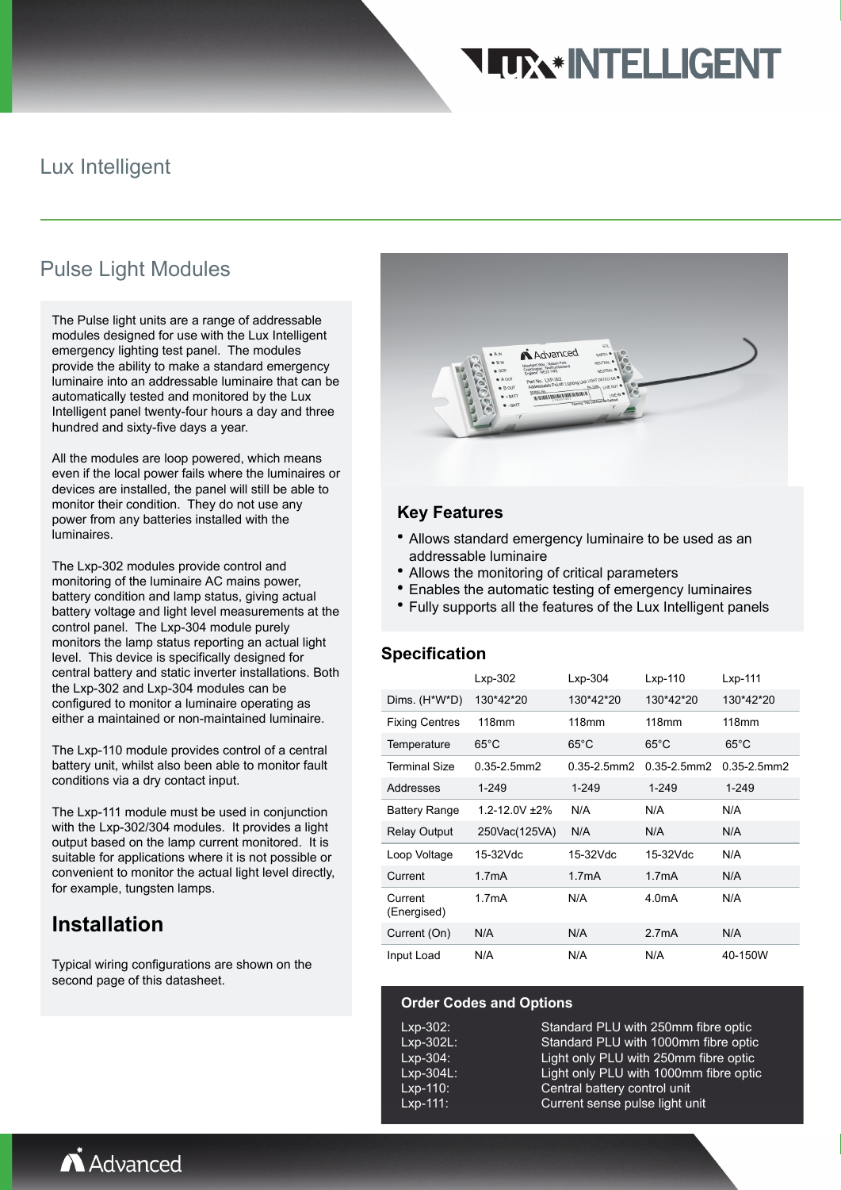Lux Intelligent

# Pulse Light Modules

The Pulse light units are a range of addressable modules designed for use with the Lux Intelligent emergency lighting test panel. The modules provide the ability to make a standard emergency luminaire into an addressable luminaire that can be automatically tested and monitored by the Lux Intelligent panel twenty-four hours a day and three hundred and sixty-five days a year.

All the modules are loop powered, which means even if the local power fails where the luminaires or devices are installed, the panel will still be able to monitor their condition. They do not use any power from any batteries installed with the luminaires.

The Lxp-302 modules provide control and monitoring of the luminaire AC mains power, battery condition and lamp status, giving actual battery voltage and light level measurements at the control panel. The Lxp-304 module purely monitors the lamp status reporting an actual light level. This device is specifically designed for central battery and static inverter installations. Both the Lxp-302 and Lxp-304 modules can be configured to monitor a luminaire operating as either a maintained or non-maintained luminaire.

The Lxp-110 module provides control of a central battery unit, whilst also been able to monitor fault conditions via a dry contact input.

The Lxp-111 module must be used in conjunction with the Lxp-302/304 modules. It provides a light output based on the lamp current monitored. It is suitable for applications where it is not possible or convenient to monitor the actual light level directly, for example, tungsten lamps.

## Installation

Typical wiring configurations are shown on the second page of this datasheet.

## Key Features

- Allows standard emergency luminaire to be used as an addressable luminaire
- Allows the monitoring of critical parameters
- Enables the automatic testing of emergency luminaires
- Fully supports all the features of the Lux Intelligent panels

## Specification

| | Lxp-302 | Lxp-304 | Lxp-110 | Lxp-111 |
|---|---|---|---|---|
| Dims. (H*W*D) | 130*42*20 | 130*42*20 | 130*42*20 | 130*42*20 |
| Fixing Centres | 118mm | 118mm | 118mm | 118mm |
| Temperature | 65°C | 65°C | 65°C | 65°C |
| Terminal Size | 0.35-2.5mm2 | 0.35-2.5mm2 | 0.35-2.5mm2 | 0.35-2.5mm2 |
| Addresses | 1-249 | 1-249 | 1-249 | 1-249 |
| Battery Range | 1.2-12.0V ±2% | N/A | N/A | N/A |
| Relay Output | 250Vac(125VA) | N/A | N/A | N/A |
| Loop Voltage | 15-32Vdc | 15-32Vdc | 15-32Vdc | N/A |
| Current | 1.7mA | 1.7mA | 1.7mA | N/A |
| Current (Energised) | 1.7mA | N/A | 4.0mA | N/A |
| Current (On) | N/A | N/A | 2.7mA | N/A |
| Input Load | N/A | N/A | N/A | 40-150W |

## Order Codes and Options

| | |
|---|---|
| Lxp-302: | Standard PLU with 250mm fibre optic |
| Lxp-302L: | Standard PLU with 1000mm fibre optic |
| Lxp-304: | Light only PLU with 250mm fibre optic |
| Lxp-304L: | Light only PLU with 1000mm fibre optic |
| Lxp-110: | Central battery control unit |
| Lxp-111: | Current sense pulse light unit |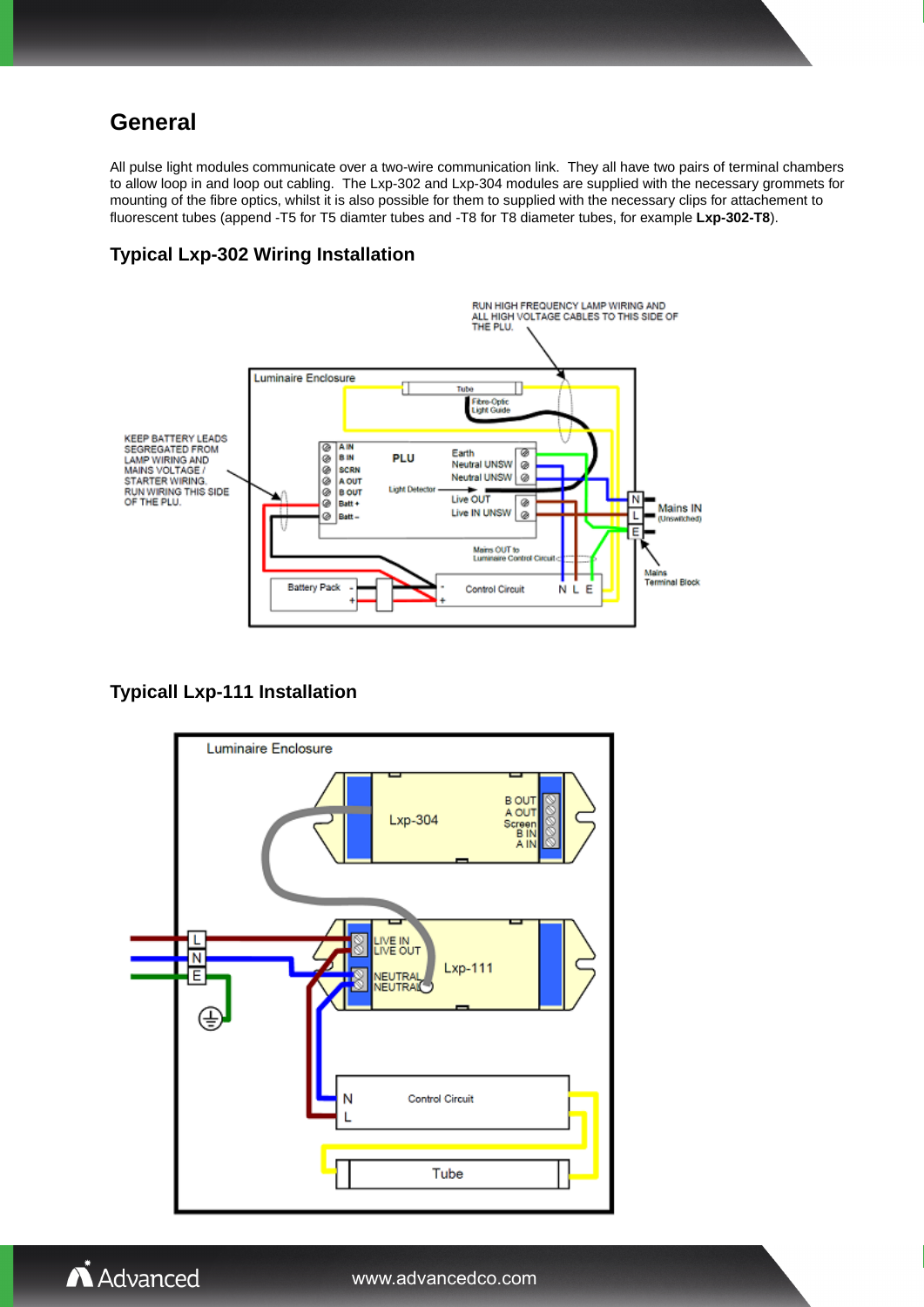## General

All pulse light modules communicate over a two-wire communication link. They all have two pairs of terminal chambers to allow loop in and loop out cabling. The Lxp-302 and Lxp-304 modules are supplied with the necessary grommets for mounting of the fibre optics, whilst it is also possible for them to supplied with the necessary clips for attachement to fluorescent tubes (append -T5 for T5 diamter tubes and -T8 for T8 diameter tubes, for example **Lxp-302-T8**).

### Typical Lxp-302 Wiring Installation

RUN HIGH FREQUENCY LAMP WIRING AND ALL HIGH VOLTAGE CABLES TO THIS SIDE OF THE PLU.

Luminaire Enclosure

Tube

Fibre-Optic Light Guide

KEEP BATTERY LEADS SEGREGATED FROM LAMP WIRING AND MAINS VOLTAGE / STARTER WIRING. RUN WIRING THIS SIDE OF THE PLU.

A IN
B IN
SCRN
A OUT
B OUT
Batt +
Batt –

PLU

Light Detector

Earth
Neutral UNSW
Neutral UNSW
Live OUT
Live IN UNSW

N
L
E

Mains IN (Unswitched)

Mains OUT to Luminaire Control Circuit

Mains Terminal Block

Battery Pack

Control Circuit

N L E

### Typicall Lxp-111 Installation

Luminaire Enclosure

Lxp-304

B OUT
A OUT
Screen
B IN
A IN

L
N
E

LIVE IN
LIVE OUT
NEUTRAL
NEUTRAL

Lxp-111

N
L

Control Circuit

Tube